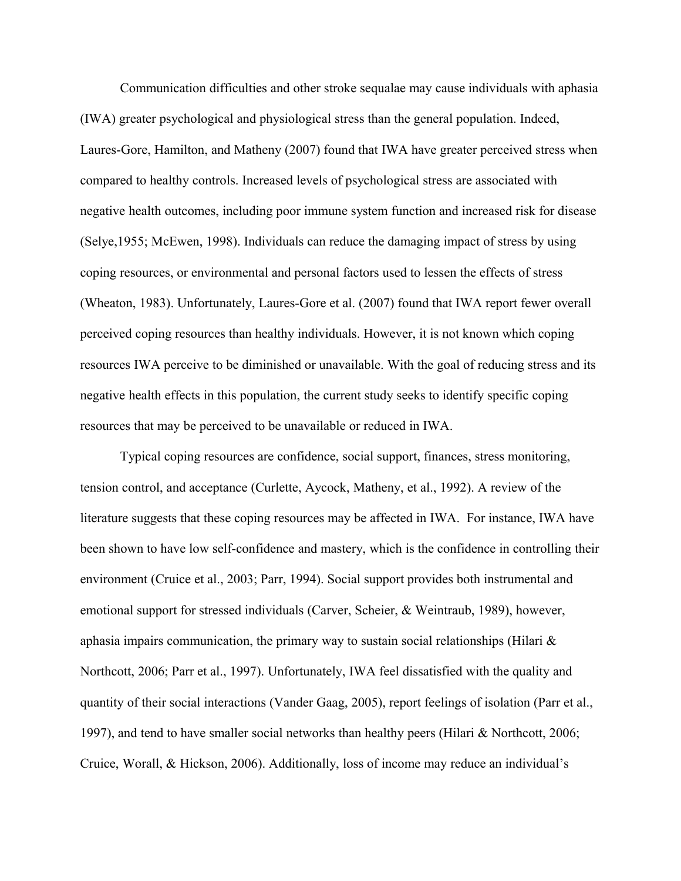Communication difficulties and other stroke sequalae may cause individuals with aphasia (IWA) greater psychological and physiological stress than the general population. Indeed, Laures-Gore, Hamilton, and Matheny (2007) found that IWA have greater perceived stress when compared to healthy controls. Increased levels of psychological stress are associated with negative health outcomes, including poor immune system function and increased risk for disease (Selye,1955; McEwen, 1998). Individuals can reduce the damaging impact of stress by using coping resources, or environmental and personal factors used to lessen the effects of stress (Wheaton, 1983). Unfortunately, Laures-Gore et al. (2007) found that IWA report fewer overall perceived coping resources than healthy individuals. However, it is not known which coping resources IWA perceive to be diminished or unavailable. With the goal of reducing stress and its negative health effects in this population, the current study seeks to identify specific coping resources that may be perceived to be unavailable or reduced in IWA.

Typical coping resources are confidence, social support, finances, stress monitoring, tension control, and acceptance (Curlette, Aycock, Matheny, et al., 1992). A review of the literature suggests that these coping resources may be affected in IWA. For instance, IWA have been shown to have low self-confidence and mastery, which is the confidence in controlling their environment (Cruice et al., 2003; Parr, 1994). Social support provides both instrumental and emotional support for stressed individuals (Carver, Scheier, & Weintraub, 1989), however, aphasia impairs communication, the primary way to sustain social relationships (Hilari & Northcott, 2006; Parr et al., 1997). Unfortunately, IWA feel dissatisfied with the quality and quantity of their social interactions (Vander Gaag, 2005), report feelings of isolation (Parr et al., 1997), and tend to have smaller social networks than healthy peers (Hilari & Northcott, 2006; Cruice, Worall, & Hickson, 2006). Additionally, loss of income may reduce an individual's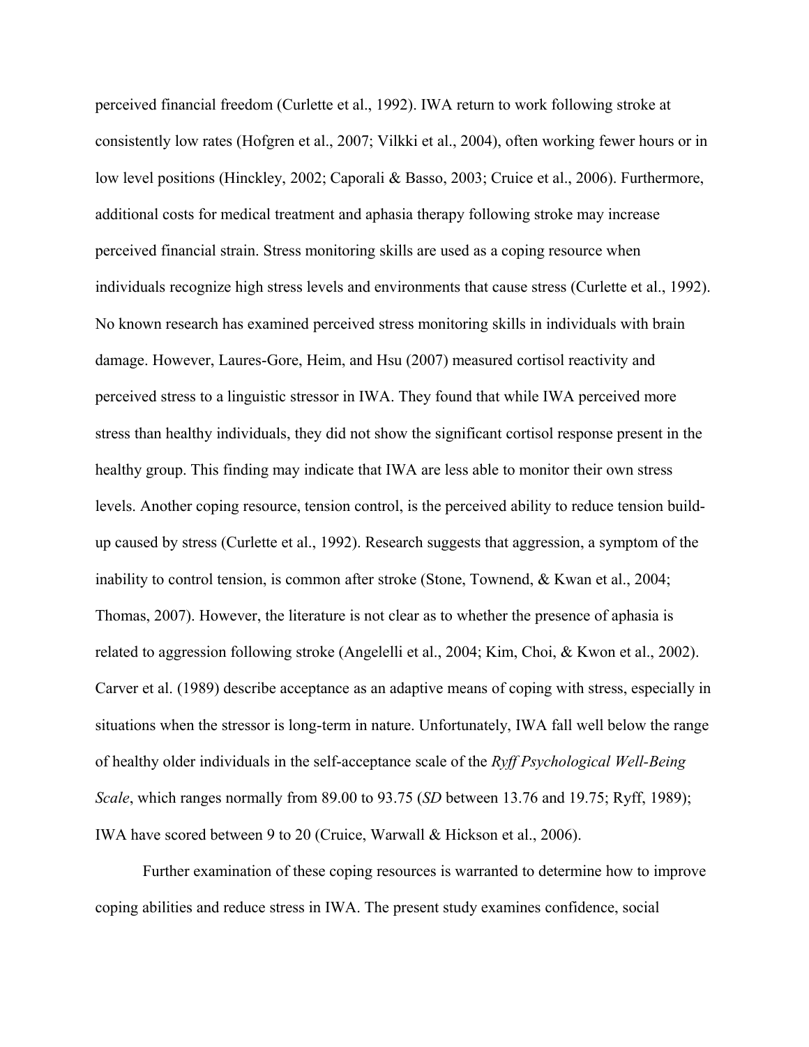perceived financial freedom (Curlette et al., 1992). IWA return to work following stroke at consistently low rates (Hofgren et al., 2007; Vilkki et al., 2004), often working fewer hours or in low level positions (Hinckley, 2002; Caporali & Basso, 2003; Cruice et al., 2006). Furthermore, additional costs for medical treatment and aphasia therapy following stroke may increase perceived financial strain. Stress monitoring skills are used as a coping resource when individuals recognize high stress levels and environments that cause stress (Curlette et al., 1992). No known research has examined perceived stress monitoring skills in individuals with brain damage. However, Laures-Gore, Heim, and Hsu (2007) measured cortisol reactivity and perceived stress to a linguistic stressor in IWA. They found that while IWA perceived more stress than healthy individuals, they did not show the significant cortisol response present in the healthy group. This finding may indicate that IWA are less able to monitor their own stress levels. Another coping resource, tension control, is the perceived ability to reduce tension build-up caused by stress (Curlette et al., 1992). Research suggests that aggression, a symptom of the inability to control tension, is common after stroke (Stone, Townend, & Kwan et al., 2004; Thomas, 2007). However, the literature is not clear as to whether the presence of aphasia is related to aggression following stroke (Angelelli et al., 2004; Kim, Choi, & Kwon et al., 2002). Carver et al. (1989) describe acceptance as an adaptive means of coping with stress, especially in situations when the stressor is long-term in nature. Unfortunately, IWA fall well below the range of healthy older individuals in the self-acceptance scale of the *Ryff Psychological Well-Being Scale*, which ranges normally from 89.00 to 93.75 (*SD* between 13.76 and 19.75; Ryff, 1989); IWA have scored between 9 to 20 (Cruice, Warwall & Hickson et al., 2006).

Further examination of these coping resources is warranted to determine how to improve coping abilities and reduce stress in IWA. The present study examines confidence, social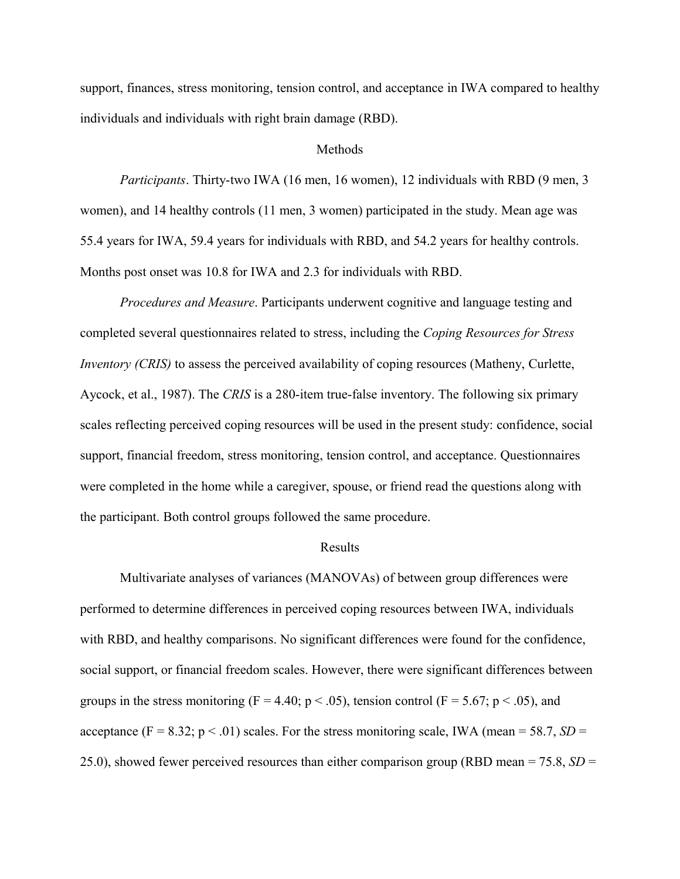support, finances, stress monitoring, tension control, and acceptance in IWA compared to healthy individuals and individuals with right brain damage (RBD).

## Methods

*Participants*. Thirty-two IWA (16 men, 16 women), 12 individuals with RBD (9 men, 3 women), and 14 healthy controls (11 men, 3 women) participated in the study. Mean age was 55.4 years for IWA, 59.4 years for individuals with RBD, and 54.2 years for healthy controls. Months post onset was 10.8 for IWA and 2.3 for individuals with RBD.

*Procedures and Measure*. Participants underwent cognitive and language testing and completed several questionnaires related to stress, including the *Coping Resources for Stress Inventory (CRIS)* to assess the perceived availability of coping resources (Matheny, Curlette, Aycock, et al., 1987). The *CRIS* is a 280-item true-false inventory. The following six primary scales reflecting perceived coping resources will be used in the present study: confidence, social support, financial freedom, stress monitoring, tension control, and acceptance. Questionnaires were completed in the home while a caregiver, spouse, or friend read the questions along with the participant. Both control groups followed the same procedure.

## Results

Multivariate analyses of variances (MANOVAs) of between group differences were performed to determine differences in perceived coping resources between IWA, individuals with RBD, and healthy comparisons. No significant differences were found for the confidence, social support, or financial freedom scales. However, there were significant differences between groups in the stress monitoring ($F = 4.40$; $p < .05$), tension control ($F = 5.67$; $p < .05$), and acceptance ($F = 8.32$; $p < .01$) scales. For the stress monitoring scale, IWA (mean = 58.7, *SD* = 25.0), showed fewer perceived resources than either comparison group (RBD mean = 75.8, *SD* =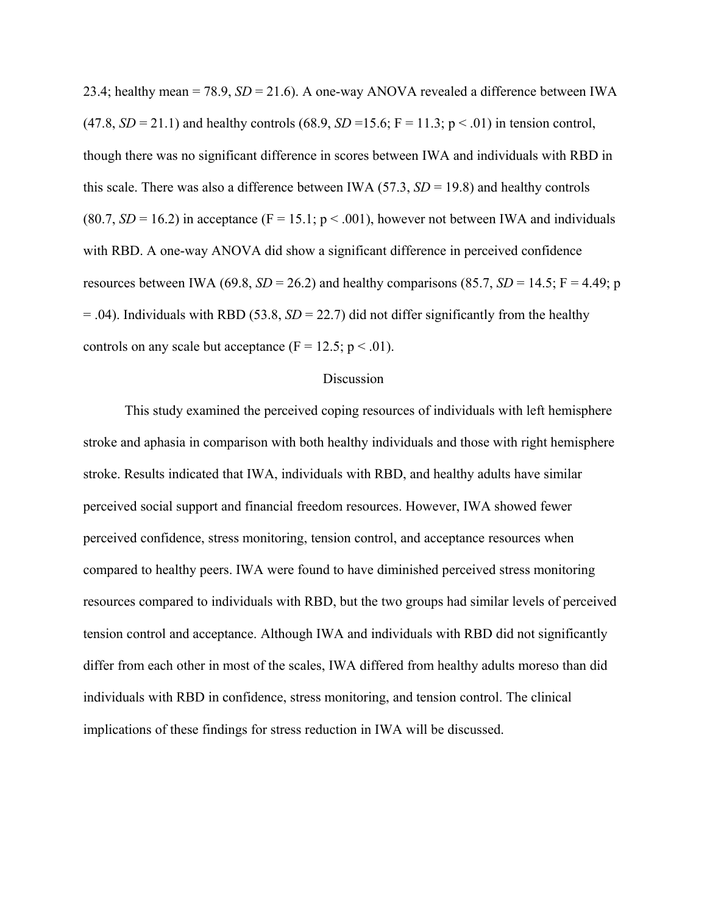23.4; healthy mean = 78.9, *SD* = 21.6). A one-way ANOVA revealed a difference between IWA (47.8, *SD* = 21.1) and healthy controls (68.9, *SD* =15.6; $F = 11.3$; $p < .01$) in tension control, though there was no significant difference in scores between IWA and individuals with RBD in this scale. There was also a difference between IWA (57.3, *SD* = 19.8) and healthy controls (80.7, *SD* = 16.2) in acceptance ($F = 15.1$; $p < .001$), however not between IWA and individuals with RBD. A one-way ANOVA did show a significant difference in perceived confidence resources between IWA (69.8, *SD* = 26.2) and healthy comparisons (85.7, *SD* = 14.5; $F = 4.49$; $p = .04$). Individuals with RBD (53.8, *SD* = 22.7) did not differ significantly from the healthy controls on any scale but acceptance ($F = 12.5$; $p < .01$).

## Discussion

This study examined the perceived coping resources of individuals with left hemisphere stroke and aphasia in comparison with both healthy individuals and those with right hemisphere stroke. Results indicated that IWA, individuals with RBD, and healthy adults have similar perceived social support and financial freedom resources. However, IWA showed fewer perceived confidence, stress monitoring, tension control, and acceptance resources when compared to healthy peers. IWA were found to have diminished perceived stress monitoring resources compared to individuals with RBD, but the two groups had similar levels of perceived tension control and acceptance. Although IWA and individuals with RBD did not significantly differ from each other in most of the scales, IWA differed from healthy adults moreso than did individuals with RBD in confidence, stress monitoring, and tension control. The clinical implications of these findings for stress reduction in IWA will be discussed.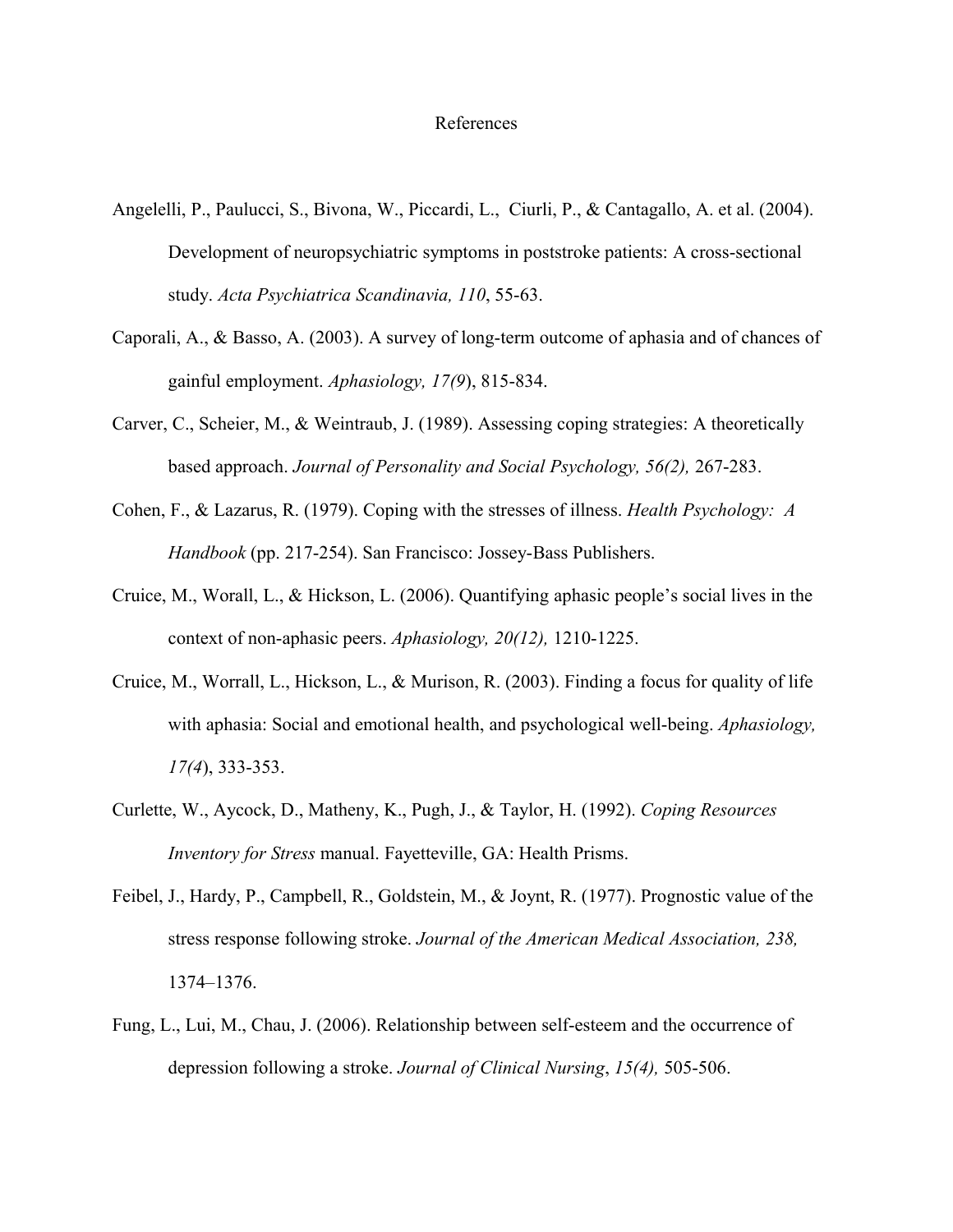# References

Angelelli, P., Paulucci, S., Bivona, W., Piccardi, L., Ciurli, P., & Cantagallo, A. et al. (2004). Development of neuropsychiatric symptoms in poststroke patients: A cross-sectional study. *Acta Psychiatrica Scandinavia, 110*, 55-63.

Caporali, A., & Basso, A. (2003). A survey of long-term outcome of aphasia and of chances of gainful employment. *Aphasiology, 17(9*), 815-834.

Carver, C., Scheier, M., & Weintraub, J. (1989). Assessing coping strategies: A theoretically based approach. *Journal of Personality and Social Psychology, 56(2),* 267-283.

Cohen, F., & Lazarus, R. (1979). Coping with the stresses of illness. *Health Psychology: A Handbook* (pp. 217-254). San Francisco: Jossey-Bass Publishers.

Cruice, M., Worall, L., & Hickson, L. (2006). Quantifying aphasic people's social lives in the context of non-aphasic peers. *Aphasiology, 20(12),* 1210-1225.

Cruice, M., Worrall, L., Hickson, L., & Murison, R. (2003). Finding a focus for quality of life with aphasia: Social and emotional health, and psychological well-being. *Aphasiology, 17(4*), 333-353.

Curlette, W., Aycock, D., Matheny, K., Pugh, J., & Taylor, H. (1992). *Coping Resources Inventory for Stress* manual. Fayetteville, GA: Health Prisms.

Feibel, J., Hardy, P., Campbell, R., Goldstein, M., & Joynt, R. (1977). Prognostic value of the stress response following stroke. *Journal of the American Medical Association, 238,* 1374–1376.

Fung, L., Lui, M., Chau, J. (2006). Relationship between self-esteem and the occurrence of depression following a stroke. *Journal of Clinical Nursing*, *15(4),* 505-506.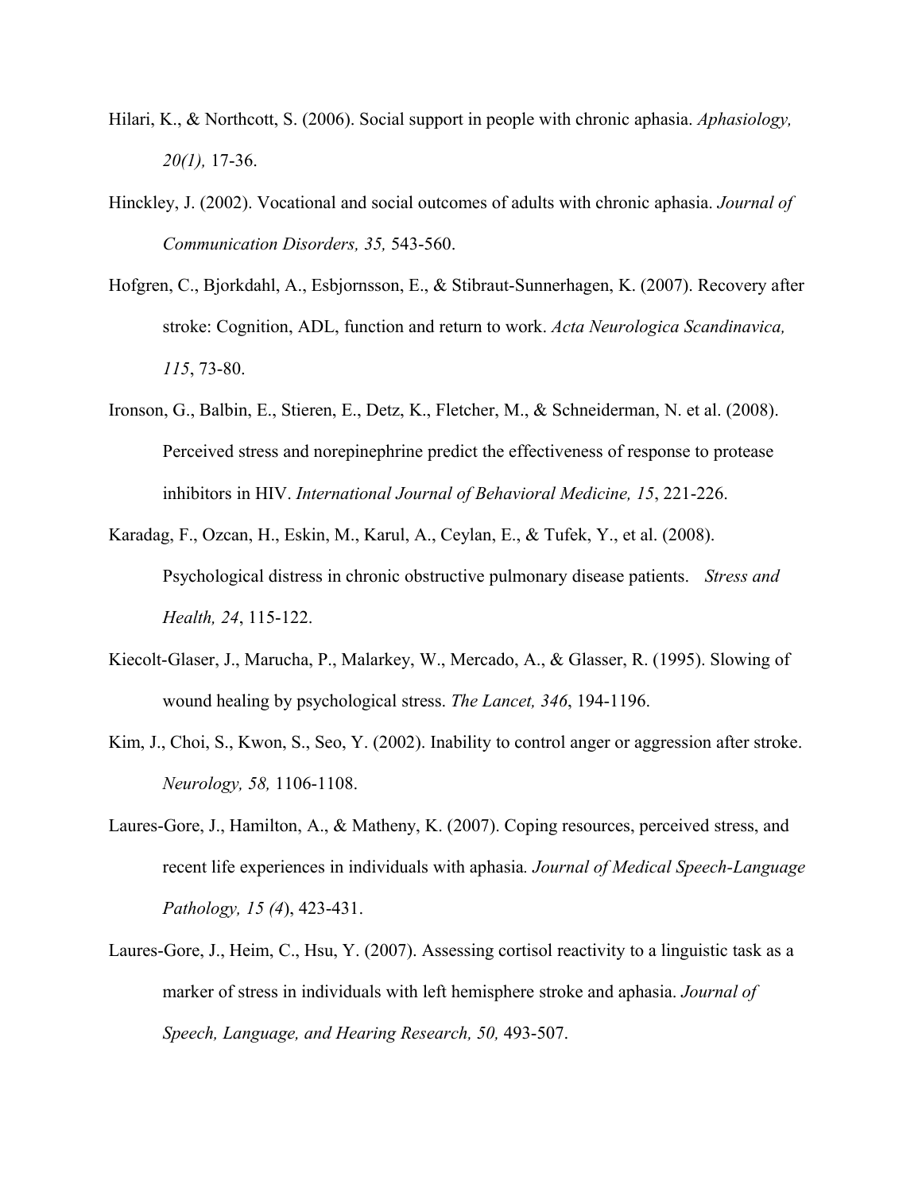Hilari, K., & Northcott, S. (2006). Social support in people with chronic aphasia. *Aphasiology, 20(1),* 17-36.

Hinckley, J. (2002). Vocational and social outcomes of adults with chronic aphasia. *Journal of Communication Disorders, 35,* 543-560.

Hofgren, C., Bjorkdahl, A., Esbjornsson, E., & Stibraut-Sunnerhagen, K. (2007). Recovery after stroke: Cognition, ADL, function and return to work. *Acta Neurologica Scandinavica, 115*, 73-80.

Ironson, G., Balbin, E., Stieren, E., Detz, K., Fletcher, M., & Schneiderman, N. et al. (2008). Perceived stress and norepinephrine predict the effectiveness of response to protease inhibitors in HIV. *International Journal of Behavioral Medicine, 15*, 221-226.

Karadag, F., Ozcan, H., Eskin, M., Karul, A., Ceylan, E., & Tufek, Y., et al. (2008). Psychological distress in chronic obstructive pulmonary disease patients. *Stress and Health, 24*, 115-122.

Kiecolt-Glaser, J., Marucha, P., Malarkey, W., Mercado, A., & Glasser, R. (1995). Slowing of wound healing by psychological stress. *The Lancet, 346*, 194-1196.

Kim, J., Choi, S., Kwon, S., Seo, Y. (2002). Inability to control anger or aggression after stroke. *Neurology, 58,* 1106-1108.

Laures-Gore, J., Hamilton, A., & Matheny, K. (2007). Coping resources, perceived stress, and recent life experiences in individuals with aphasia*. Journal of Medical Speech-Language Pathology, 15 (4*), 423-431.

Laures-Gore, J., Heim, C., Hsu, Y. (2007). Assessing cortisol reactivity to a linguistic task as a marker of stress in individuals with left hemisphere stroke and aphasia. *Journal of Speech, Language, and Hearing Research, 50,* 493-507.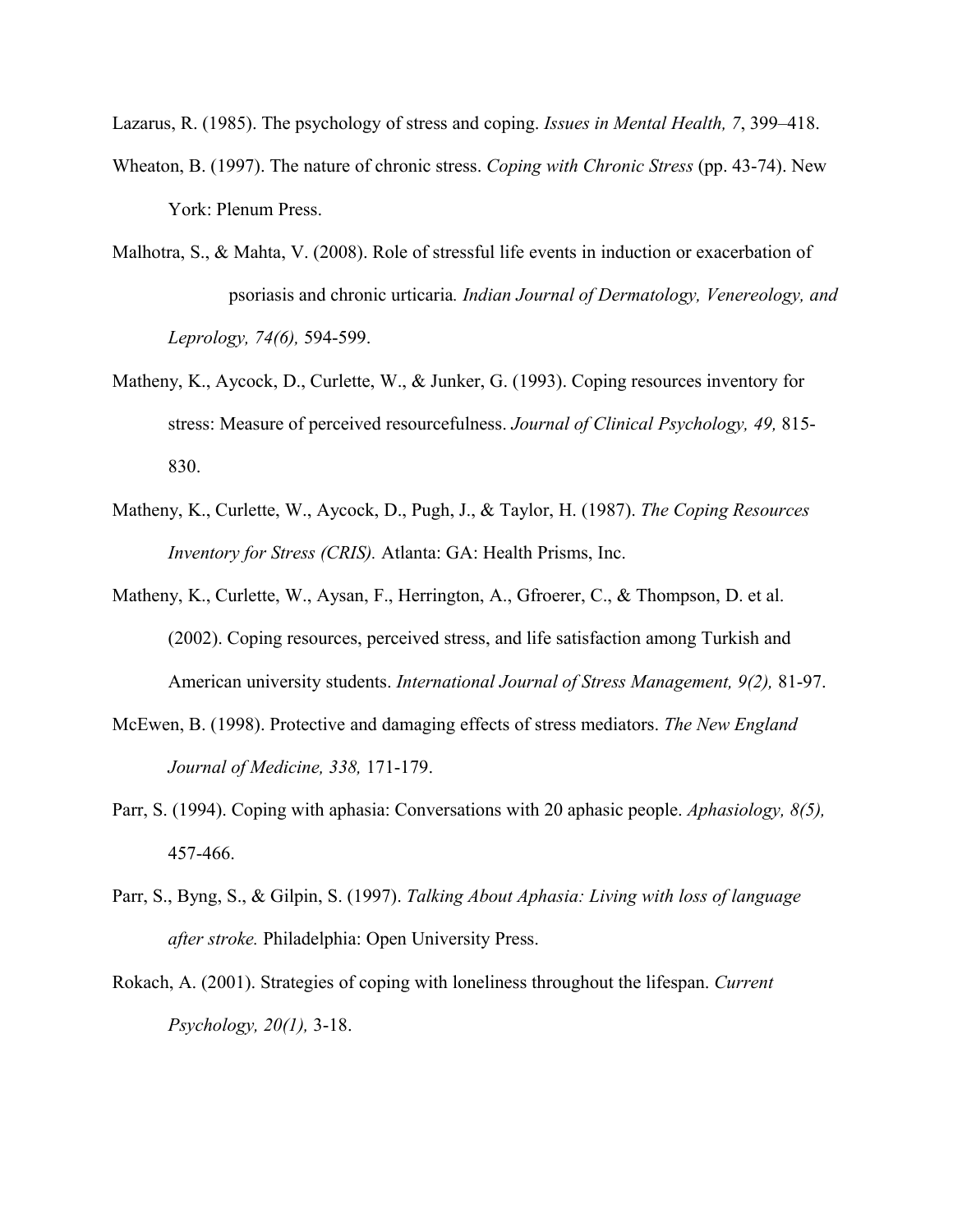Lazarus, R. (1985). The psychology of stress and coping. *Issues in Mental Health, 7*, 399–418.

Wheaton, B. (1997). The nature of chronic stress. *Coping with Chronic Stress* (pp. 43-74). New York: Plenum Press.

Malhotra, S., & Mahta, V. (2008). Role of stressful life events in induction or exacerbation of psoriasis and chronic urticaria*. Indian Journal of Dermatology, Venereology, and Leprology, 74(6),* 594-599.

Matheny, K., Aycock, D., Curlette, W., & Junker, G. (1993). Coping resources inventory for stress: Measure of perceived resourcefulness. *Journal of Clinical Psychology, 49,* 815-830.

Matheny, K., Curlette, W., Aycock, D., Pugh, J., & Taylor, H. (1987). *The Coping Resources Inventory for Stress (CRIS).* Atlanta: GA: Health Prisms, Inc.

Matheny, K., Curlette, W., Aysan, F., Herrington, A., Gfroerer, C., & Thompson, D. et al. (2002). Coping resources, perceived stress, and life satisfaction among Turkish and American university students. *International Journal of Stress Management, 9(2),* 81-97.

McEwen, B. (1998). Protective and damaging effects of stress mediators. *The New England Journal of Medicine, 338,* 171-179.

Parr, S. (1994). Coping with aphasia: Conversations with 20 aphasic people. *Aphasiology, 8(5),* 457-466.

Parr, S., Byng, S., & Gilpin, S. (1997). *Talking About Aphasia: Living with loss of language after stroke.* Philadelphia: Open University Press.

Rokach, A. (2001). Strategies of coping with loneliness throughout the lifespan. *Current Psychology, 20(1),* 3-18.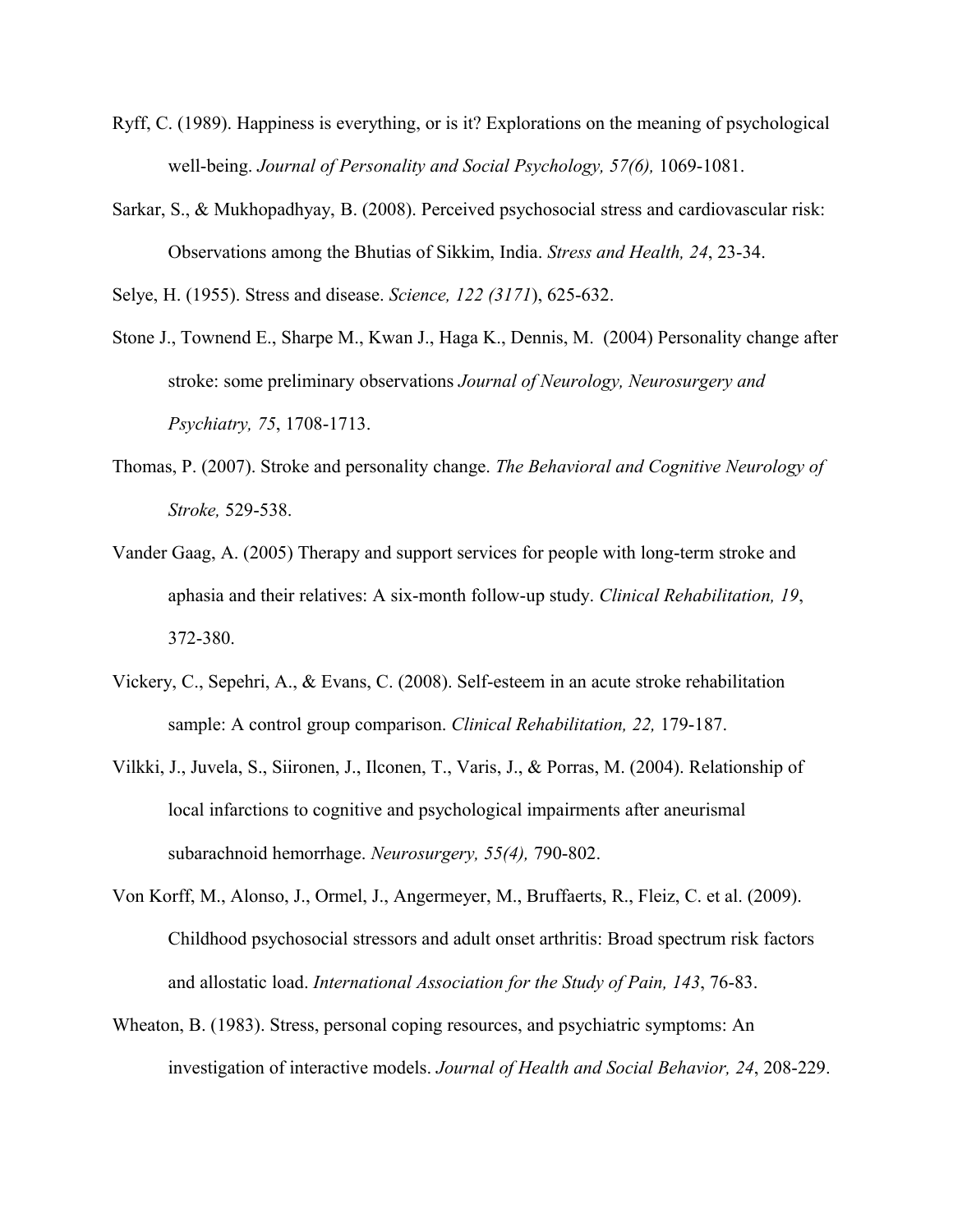Ryff, C. (1989). Happiness is everything, or is it? Explorations on the meaning of psychological well-being. *Journal of Personality and Social Psychology, 57(6),* 1069-1081.

Sarkar, S., & Mukhopadhyay, B. (2008). Perceived psychosocial stress and cardiovascular risk: Observations among the Bhutias of Sikkim, India. *Stress and Health, 24*, 23-34.

Selye, H. (1955). Stress and disease. *Science, 122 (3171*), 625-632.

Stone J., Townend E., Sharpe M., Kwan J., Haga K., Dennis, M. (2004) Personality change after stroke: some preliminary observations *Journal of Neurology, Neurosurgery and Psychiatry, 75*, 1708-1713.

Thomas, P. (2007). Stroke and personality change. *The Behavioral and Cognitive Neurology of Stroke,* 529-538.

Vander Gaag, A. (2005) Therapy and support services for people with long-term stroke and aphasia and their relatives: A six-month follow-up study. *Clinical Rehabilitation, 19*, 372-380.

Vickery, C., Sepehri, A., & Evans, C. (2008). Self-esteem in an acute stroke rehabilitation sample: A control group comparison. *Clinical Rehabilitation, 22,* 179-187.

Vilkki, J., Juvela, S., Siironen, J., Ilconen, T., Varis, J., & Porras, M. (2004). Relationship of local infarctions to cognitive and psychological impairments after aneurismal subarachnoid hemorrhage. *Neurosurgery, 55(4),* 790-802.

Von Korff, M., Alonso, J., Ormel, J., Angermeyer, M., Bruffaerts, R., Fleiz, C. et al. (2009). Childhood psychosocial stressors and adult onset arthritis: Broad spectrum risk factors and allostatic load. *International Association for the Study of Pain, 143*, 76-83.

Wheaton, B. (1983). Stress, personal coping resources, and psychiatric symptoms: An investigation of interactive models. *Journal of Health and Social Behavior, 24*, 208-229.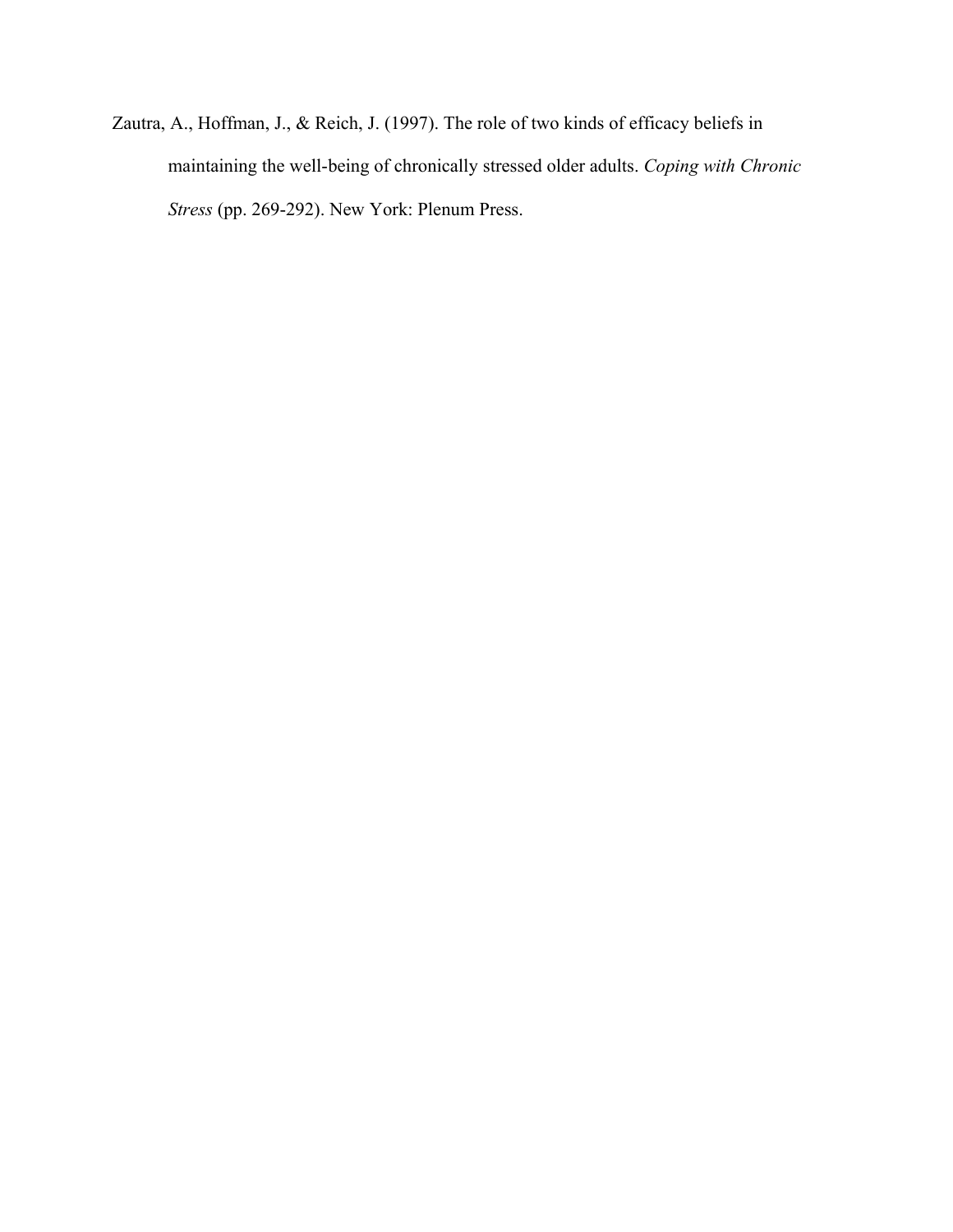Zautra, A., Hoffman, J., & Reich, J. (1997). The role of two kinds of efficacy beliefs in maintaining the well-being of chronically stressed older adults. *Coping with Chronic Stress* (pp. 269-292). New York: Plenum Press.